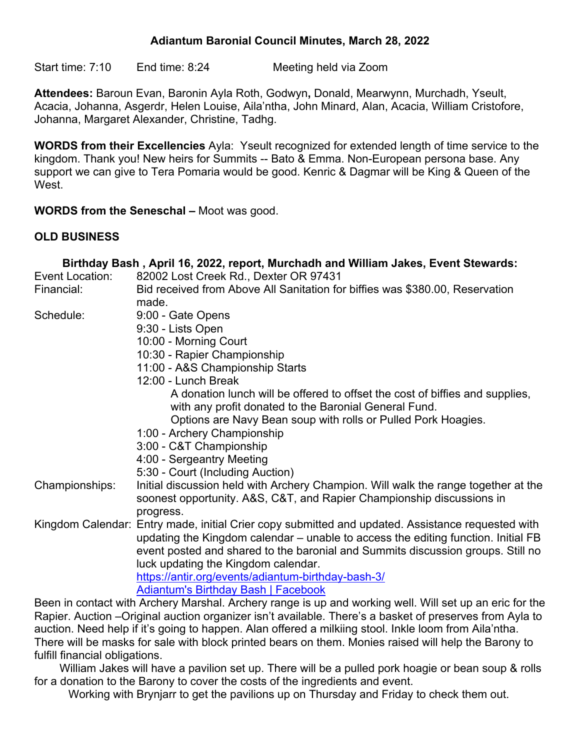# Adiantum Baronial Council Minutes, March 28, 2022

Start time: 7:10 End time: 8:24 Meeting held via Zoom

**Attendees:** Baroun Evan, Baronin Ayla Roth, Godwyn**,** Donald, Mearwynn, Murchadh, Yseult, Acacia, Johanna, Asgerdr, Helen Louise, Aila'ntha, John Minard, Alan, Acacia, William Cristofore, Johanna, Margaret Alexander, Christine, Tadhg.

**WORDS from their Excellencies** Ayla: Yseult recognized for extended length of time service to the kingdom. Thank you! New heirs for Summits -- Bato & Emma. Non-European persona base. Any support we can give to Tera Pomaria would be good. Kenric & Dagmar will be King & Queen of the West.

**WORDS from the Seneschal –** Moot was good.

**OLD BUSINESS**

**Birthday Bash , April 16, 2022, report, Murchadh and William Jakes, Event Stewards:**

| | |
|---|---|
| Event Location: | 82002 Lost Creek Rd., Dexter OR 97431 |
| Financial: | Bid received from Above All Sanitation for biffies was $380.00, Reservation made. |
| Schedule: | 9:00 - Gate Opens<br>9:30 - Lists Open<br>10:00 - Morning Court<br>10:30 - Rapier Championship<br>11:00 - A&S Championship Starts<br>12:00 - Lunch Break<br>A donation lunch will be offered to offset the cost of biffies and supplies, with any profit donated to the Baronial General Fund.<br>Options are Navy Bean soup with rolls or Pulled Pork Hoagies.<br>1:00 - Archery Championship<br>3:00 - C&T Championship<br>4:00 - Sergeantry Meeting<br>5:30 - Court (Including Auction) |
| Championships: | Initial discussion held with Archery Champion. Will walk the range together at the soonest opportunity. A&S, C&T, and Rapier Championship discussions in progress. |
| Kingdom Calendar: | Entry made, initial Crier copy submitted and updated. Assistance requested with updating the Kingdom calendar – unable to access the editing function. Initial FB event posted and shared to the baronial and Summits discussion groups. Still no luck updating the Kingdom calendar.<br>[https://antir.org/events/adiantum-birthday-bash-3/](https://antir.org/events/adiantum-birthday-bash-3/)<br>[Adiantum's Birthday Bash \| Facebook]() |

Been in contact with Archery Marshal. Archery range is up and working well. Will set up an eric for the Rapier. Auction –Original auction organizer isn't available. There's a basket of preserves from Ayla to auction. Need help if it's going to happen. Alan offered a milkiing stool. Inkle loom from Aila'ntha. There will be masks for sale with block printed bears on them. Monies raised will help the Barony to fulfill financial obligations.

William Jakes will have a pavilion set up. There will be a pulled pork hoagie or bean soup & rolls for a donation to the Barony to cover the costs of the ingredients and event.

Working with Brynjarr to get the pavilions up on Thursday and Friday to check them out.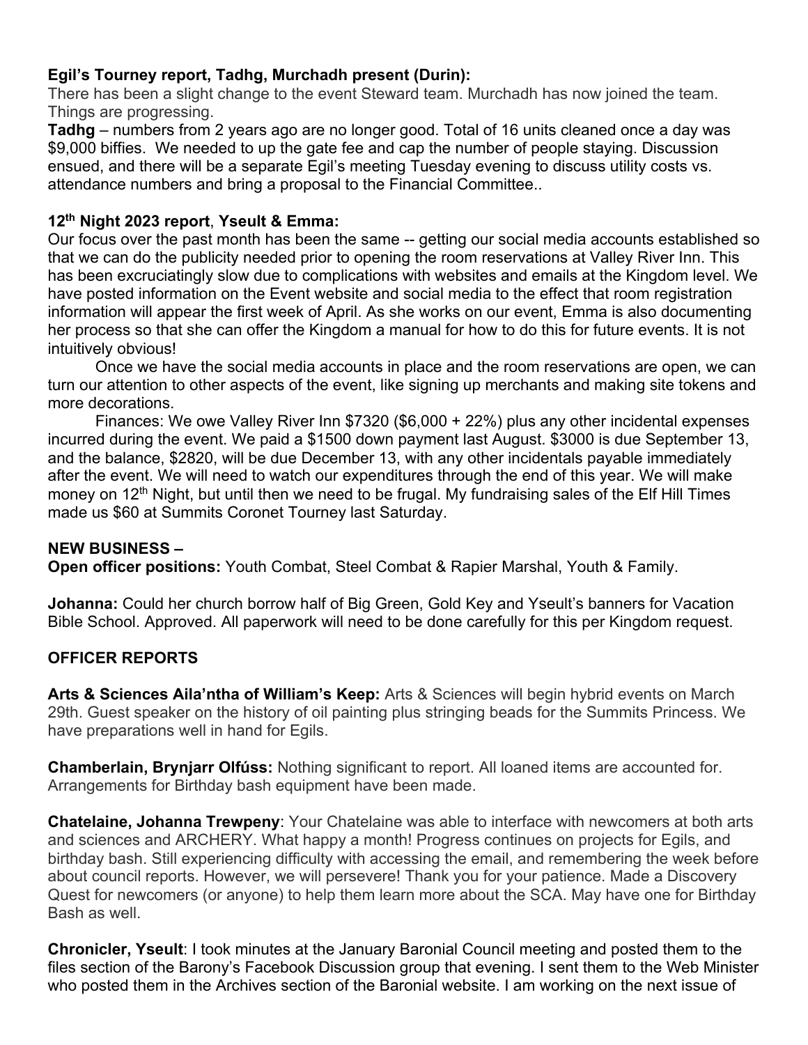**Egil's Tourney report, Tadhg, Murchadh present (Durin):**
There has been a slight change to the event Steward team. Murchadh has now joined the team. Things are progressing.

**Tadhg** – numbers from 2 years ago are no longer good. Total of 16 units cleaned once a day was $9,000 biffies. We needed to up the gate fee and cap the number of people staying. Discussion ensued, and there will be a separate Egil's meeting Tuesday evening to discuss utility costs vs. attendance numbers and bring a proposal to the Financial Committee..

**12th Night 2023 report**, **Yseult & Emma:**
Our focus over the past month has been the same -- getting our social media accounts established so that we can do the publicity needed prior to opening the room reservations at Valley River Inn. This has been excruciatingly slow due to complications with websites and emails at the Kingdom level. We have posted information on the Event website and social media to the effect that room registration information will appear the first week of April. As she works on our event, Emma is also documenting her process so that she can offer the Kingdom a manual for how to do this for future events. It is not intuitively obvious!

Once we have the social media accounts in place and the room reservations are open, we can turn our attention to other aspects of the event, like signing up merchants and making site tokens and more decorations.

Finances: We owe Valley River Inn $7320 ($6,000 + 22%) plus any other incidental expenses incurred during the event. We paid a $1500 down payment last August. $3000 is due September 13, and the balance, $2820, will be due December 13, with any other incidentals payable immediately after the event. We will need to watch our expenditures through the end of this year. We will make money on 12th Night, but until then we need to be frugal. My fundraising sales of the Elf Hill Times made us $60 at Summits Coronet Tourney last Saturday.

**NEW BUSINESS –**

**Open officer positions:** Youth Combat, Steel Combat & Rapier Marshal, Youth & Family.

**Johanna:** Could her church borrow half of Big Green, Gold Key and Yseult's banners for Vacation Bible School. Approved. All paperwork will need to be done carefully for this per Kingdom request.

**OFFICER REPORTS**

**Arts & Sciences Aila'ntha of William's Keep:** Arts & Sciences will begin hybrid events on March 29th. Guest speaker on the history of oil painting plus stringing beads for the Summits Princess. We have preparations well in hand for Egils.

**Chamberlain, Brynjarr Olfúss:** Nothing significant to report. All loaned items are accounted for. Arrangements for Birthday bash equipment have been made.

**Chatelaine, Johanna Trewpeny**: Your Chatelaine was able to interface with newcomers at both arts and sciences and ARCHERY. What happy a month! Progress continues on projects for Egils, and birthday bash. Still experiencing difficulty with accessing the email, and remembering the week before about council reports. However, we will persevere! Thank you for your patience. Made a Discovery Quest for newcomers (or anyone) to help them learn more about the SCA. May have one for Birthday Bash as well.

**Chronicler, Yseult**: I took minutes at the January Baronial Council meeting and posted them to the files section of the Barony's Facebook Discussion group that evening. I sent them to the Web Minister who posted them in the Archives section of the Baronial website. I am working on the next issue of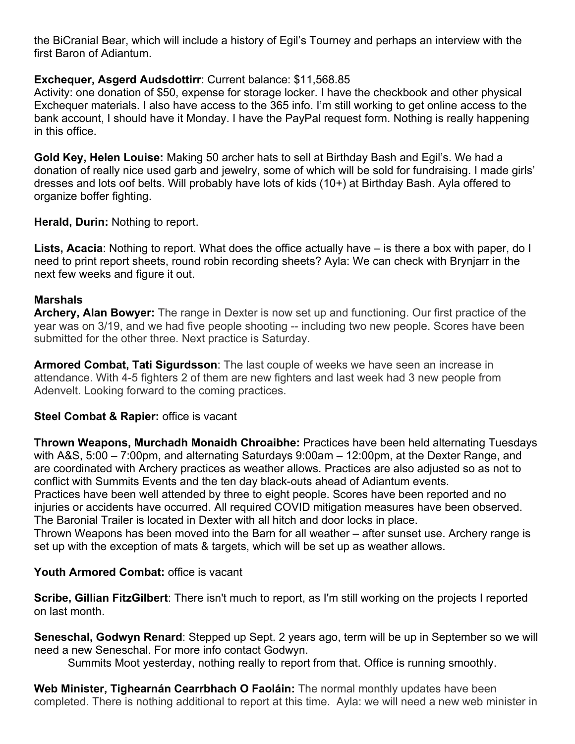the BiCranial Bear, which will include a history of Egil's Tourney and perhaps an interview with the first Baron of Adiantum.

**Exchequer, Asgerd Audsdottirr**: Current balance: $11,568.85
Activity: one donation of $50, expense for storage locker. I have the checkbook and other physical Exchequer materials. I also have access to the 365 info. I'm still working to get online access to the bank account, I should have it Monday. I have the PayPal request form. Nothing is really happening in this office.

**Gold Key, Helen Louise:** Making 50 archer hats to sell at Birthday Bash and Egil's. We had a donation of really nice used garb and jewelry, some of which will be sold for fundraising. I made girls' dresses and lots oof belts. Will probably have lots of kids (10+) at Birthday Bash. Ayla offered to organize boffer fighting.

**Herald, Durin:** Nothing to report.

**Lists, Acacia**: Nothing to report. What does the office actually have – is there a box with paper, do I need to print report sheets, round robin recording sheets? Ayla: We can check with Brynjarr in the next few weeks and figure it out.

**Marshals**

**Archery, Alan Bowyer:** The range in Dexter is now set up and functioning. Our first practice of the year was on 3/19, and we had five people shooting -- including two new people. Scores have been submitted for the other three. Next practice is Saturday.

**Armored Combat, Tati Sigurdsson**: The last couple of weeks we have seen an increase in attendance. With 4-5 fighters 2 of them are new fighters and last week had 3 new people from Adenvelt. Looking forward to the coming practices.

**Steel Combat & Rapier:** office is vacant

**Thrown Weapons, Murchadh Monaidh Chroaibhe:** Practices have been held alternating Tuesdays with A&S, 5:00 – 7:00pm, and alternating Saturdays 9:00am – 12:00pm, at the Dexter Range, and are coordinated with Archery practices as weather allows. Practices are also adjusted so as not to conflict with Summits Events and the ten day black-outs ahead of Adiantum events.
Practices have been well attended by three to eight people. Scores have been reported and no injuries or accidents have occurred. All required COVID mitigation measures have been observed.
The Baronial Trailer is located in Dexter with all hitch and door locks in place.
Thrown Weapons has been moved into the Barn for all weather – after sunset use. Archery range is set up with the exception of mats & targets, which will be set up as weather allows.

**Youth Armored Combat:** office is vacant

**Scribe, Gillian FitzGilbert**: There isn't much to report, as I'm still working on the projects I reported on last month.

**Seneschal, Godwyn Renard**: Stepped up Sept. 2 years ago, term will be up in September so we will need a new Seneschal. For more info contact Godwyn.

Summits Moot yesterday, nothing really to report from that. Office is running smoothly.

**Web Minister, Tighearnán Cearrbhach O Faoláin:** The normal monthly updates have been completed. There is nothing additional to report at this time. Ayla: we will need a new web minister in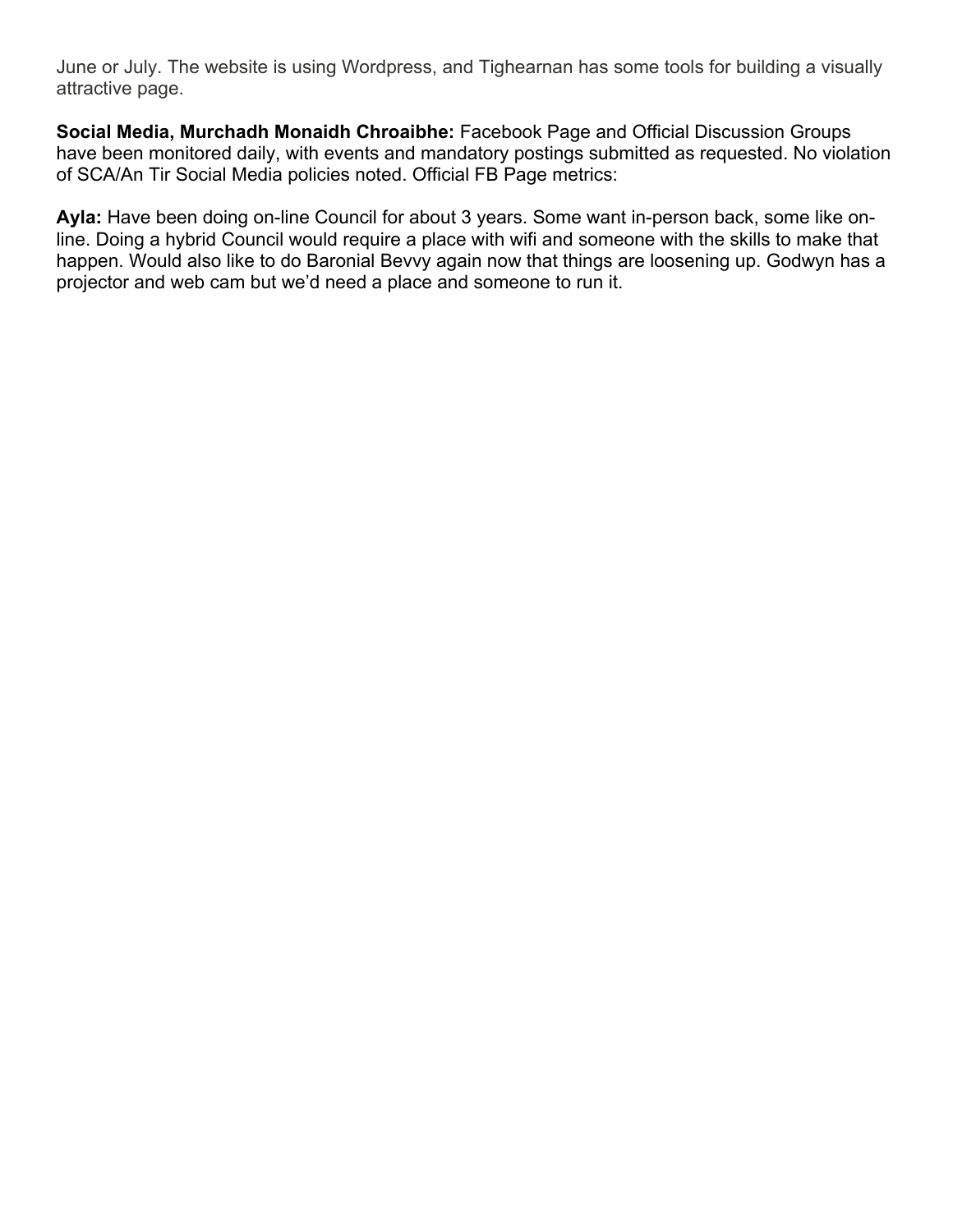June or July. The website is using Wordpress, and Tighearnan has some tools for building a visually attractive page.

**Social Media, Murchadh Monaidh Chroaibhe:** Facebook Page and Official Discussion Groups have been monitored daily, with events and mandatory postings submitted as requested. No violation of SCA/An Tir Social Media policies noted. Official FB Page metrics:

**Ayla:** Have been doing on-line Council for about 3 years. Some want in-person back, some like on-line. Doing a hybrid Council would require a place with wifi and someone with the skills to make that happen. Would also like to do Baronial Bevvy again now that things are loosening up. Godwyn has a projector and web cam but we'd need a place and someone to run it.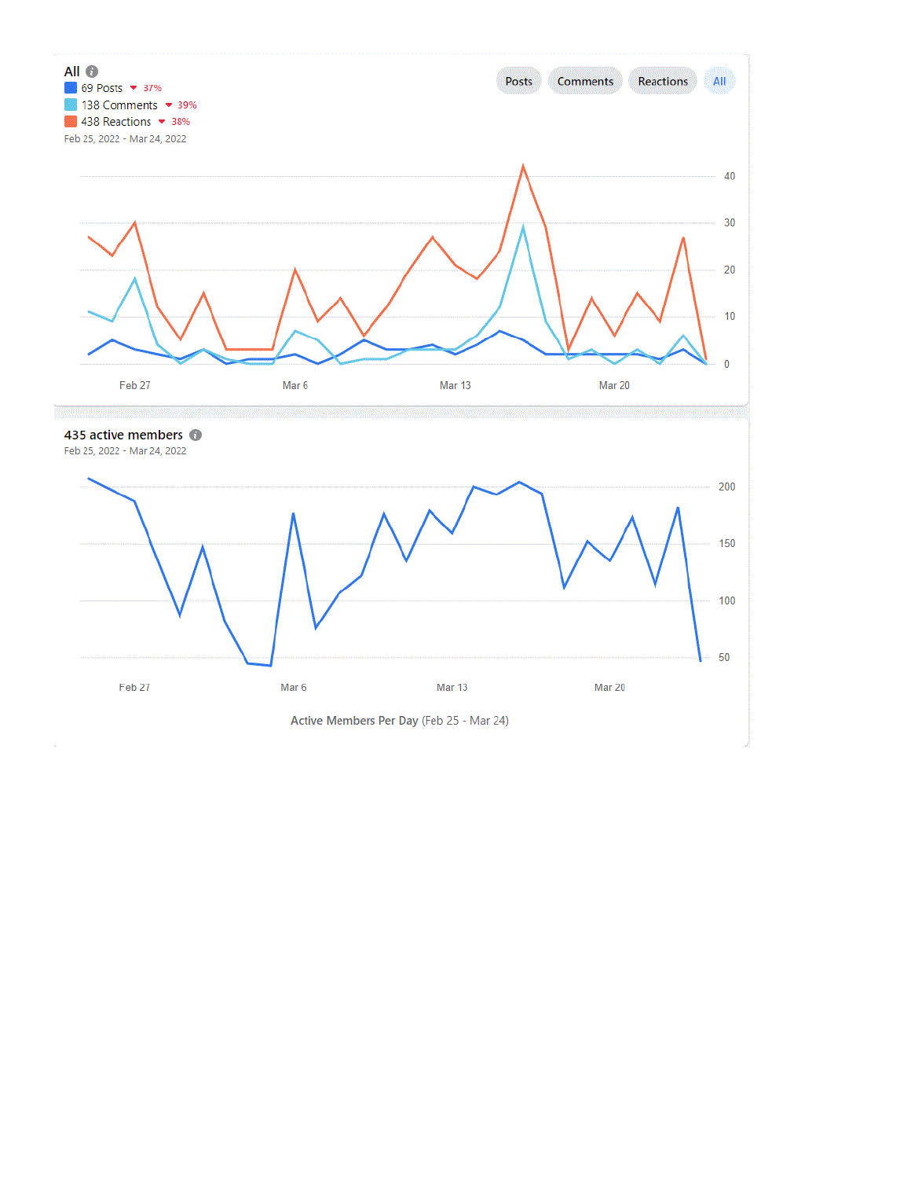## All

- 69 Posts ▼ 37%
- 138 Comments ▼ 39%
- 438 Reactions ▼ 38%

Feb 25, 2022 - Mar 24, 2022

Posts | Comments | Reactions | All

## 435 active members

Feb 25, 2022 - Mar 24, 2022

**Active Members Per Day** (Feb 25 - Mar 24)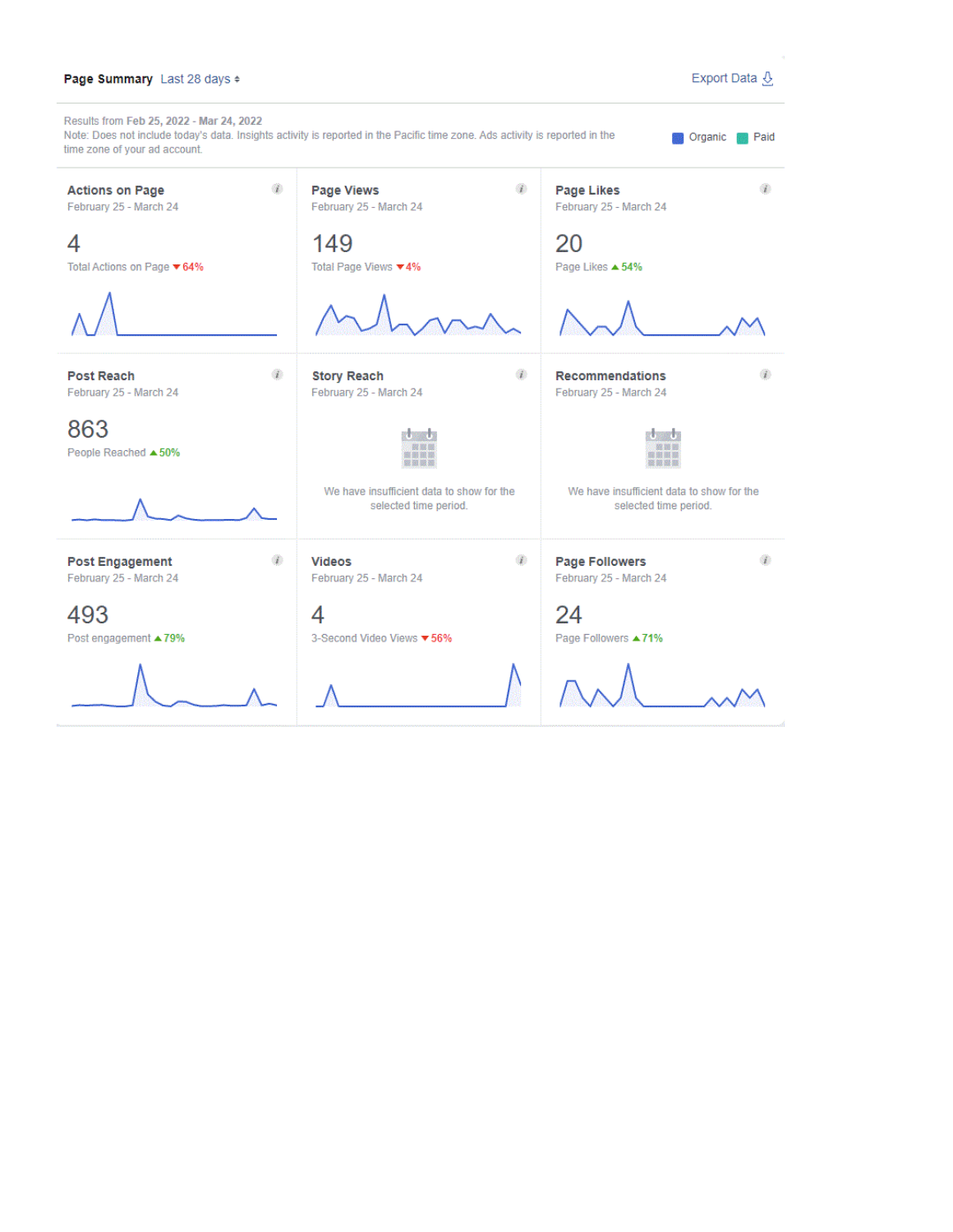**Page Summary** Last 28 days

Export Data

Results from Feb 25, 2022 - Mar 24, 2022
Note: Does not include today's data. Insights activity is reported in the Pacific time zone. Ads activity is reported in the time zone of your ad account.

Organic Paid

**Actions on Page**
February 25 - March 24

4

Total Actions on Page ▼64%

**Page Views**
February 25 - March 24

149

Total Page Views ▼4%

**Page Likes**
February 25 - March 24

20

Page Likes ▲54%

**Post Reach**
February 25 - March 24

863

People Reached ▲50%

**Story Reach**
February 25 - March 24

We have insufficient data to show for the selected time period.

**Recommendations**
February 25 - March 24

We have insufficient data to show for the selected time period.

**Post Engagement**
February 25 - March 24

493

Post engagement ▲79%

**Videos**
February 25 - March 24

4

3-Second Video Views ▼56%

**Page Followers**
February 25 - March 24

24

Page Followers ▲71%